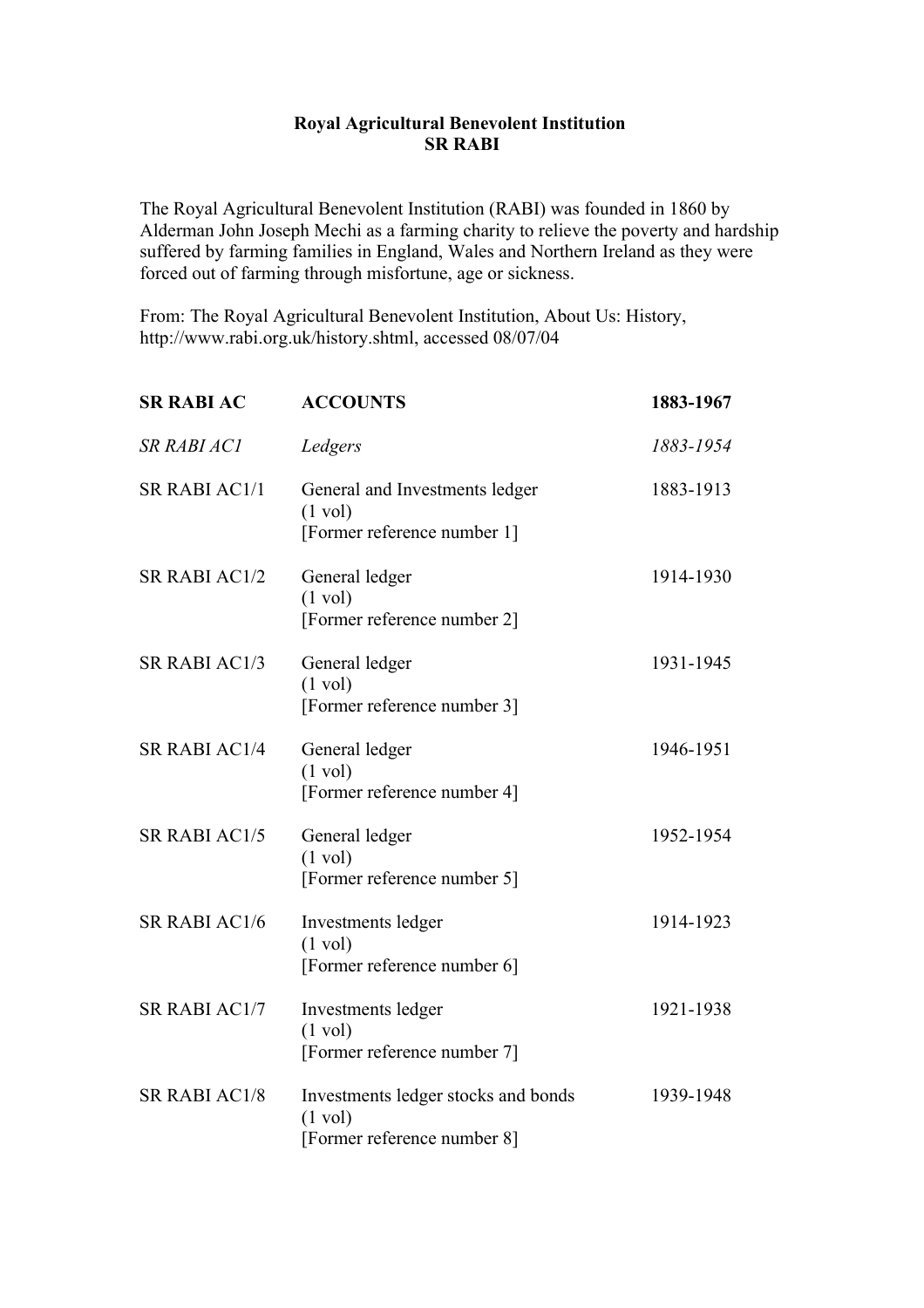**Royal Agricultural Benevolent Institution**
**SR RABI**

The Royal Agricultural Benevolent Institution (RABI) was founded in 1860 by Alderman John Joseph Mechi as a farming charity to relieve the poverty and hardship suffered by farming families in England, Wales and Northern Ireland as they were forced out of farming through misfortune, age or sickness.

From: The Royal Agricultural Benevolent Institution, About Us: History, http://www.rabi.org.uk/history.shtml, accessed 08/07/04

| | | |
|---|---|---|
| **SR RABI AC** | **ACCOUNTS** | **1883-1967** |
| *SR RABI AC1* | *Ledgers* | *1883-1954* |
| SR RABI AC1/1 | General and Investments ledger<br>(1 vol)<br>[Former reference number 1] | 1883-1913 |
| SR RABI AC1/2 | General ledger<br>(1 vol)<br>[Former reference number 2] | 1914-1930 |
| SR RABI AC1/3 | General ledger<br>(1 vol)<br>[Former reference number 3] | 1931-1945 |
| SR RABI AC1/4 | General ledger<br>(1 vol)<br>[Former reference number 4] | 1946-1951 |
| SR RABI AC1/5 | General ledger<br>(1 vol)<br>[Former reference number 5] | 1952-1954 |
| SR RABI AC1/6 | Investments ledger<br>(1 vol)<br>[Former reference number 6] | 1914-1923 |
| SR RABI AC1/7 | Investments ledger<br>(1 vol)<br>[Former reference number 7] | 1921-1938 |
| SR RABI AC1/8 | Investments ledger stocks and bonds<br>(1 vol)<br>[Former reference number 8] | 1939-1948 |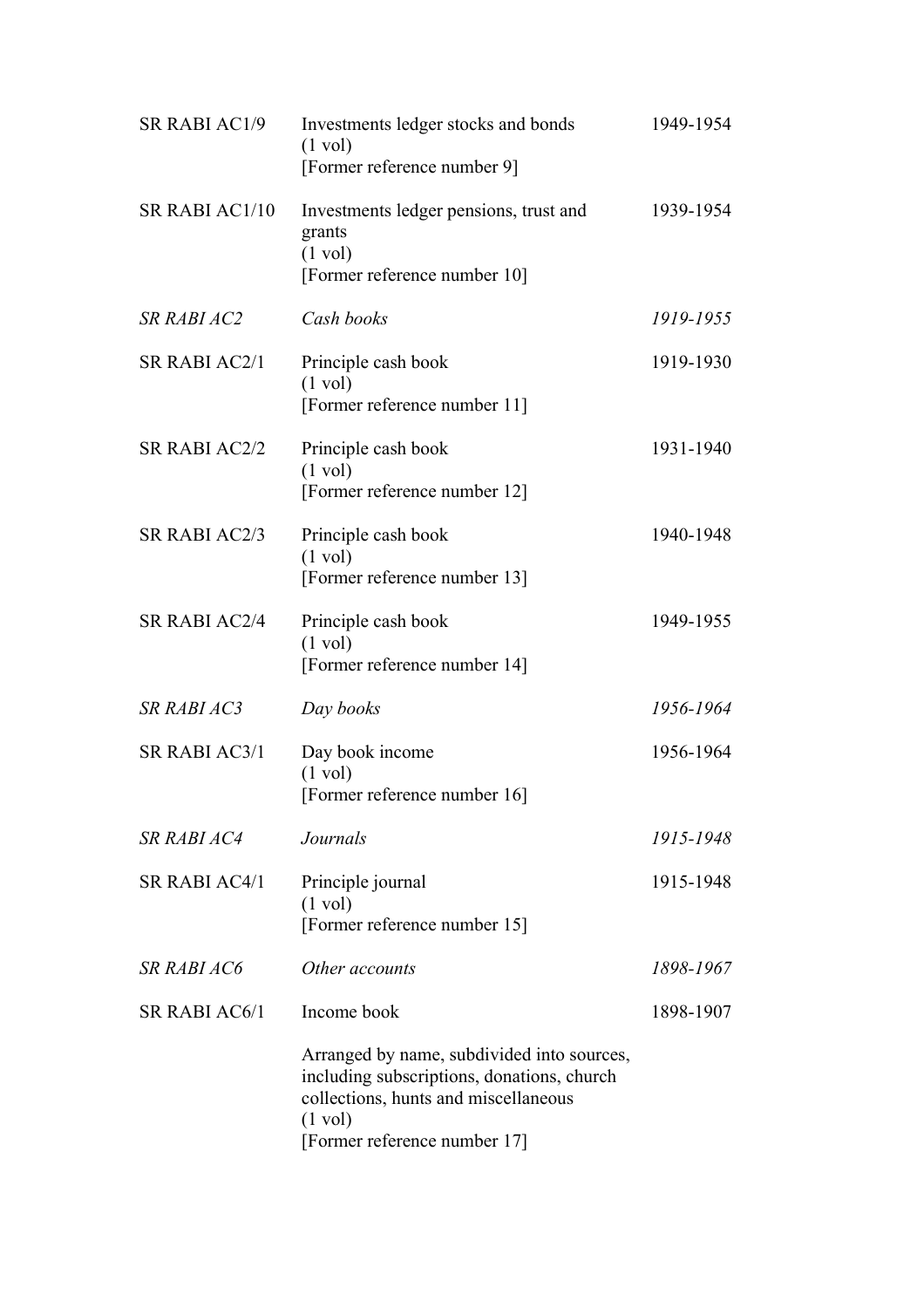| | | |
|---|---|---|
| SR RABI AC1/9 | Investments ledger stocks and bonds<br>(1 vol)<br>[Former reference number 9] | 1949-1954 |
| SR RABI AC1/10 | Investments ledger pensions, trust and grants<br>(1 vol)<br>[Former reference number 10] | 1939-1954 |
| *SR RABI AC2* | *Cash books* | *1919-1955* |
| SR RABI AC2/1 | Principle cash book<br>(1 vol)<br>[Former reference number 11] | 1919-1930 |
| SR RABI AC2/2 | Principle cash book<br>(1 vol)<br>[Former reference number 12] | 1931-1940 |
| SR RABI AC2/3 | Principle cash book<br>(1 vol)<br>[Former reference number 13] | 1940-1948 |
| SR RABI AC2/4 | Principle cash book<br>(1 vol)<br>[Former reference number 14] | 1949-1955 |
| *SR RABI AC3* | *Day books* | *1956-1964* |
| SR RABI AC3/1 | Day book income<br>(1 vol)<br>[Former reference number 16] | 1956-1964 |
| *SR RABI AC4* | *Journals* | *1915-1948* |
| SR RABI AC4/1 | Principle journal<br>(1 vol)<br>[Former reference number 15] | 1915-1948 |
| *SR RABI AC6* | *Other accounts* | *1898-1967* |
| SR RABI AC6/1 | Income book<br><br>Arranged by name, subdivided into sources, including subscriptions, donations, church collections, hunts and miscellaneous<br>(1 vol)<br>[Former reference number 17] | 1898-1907 |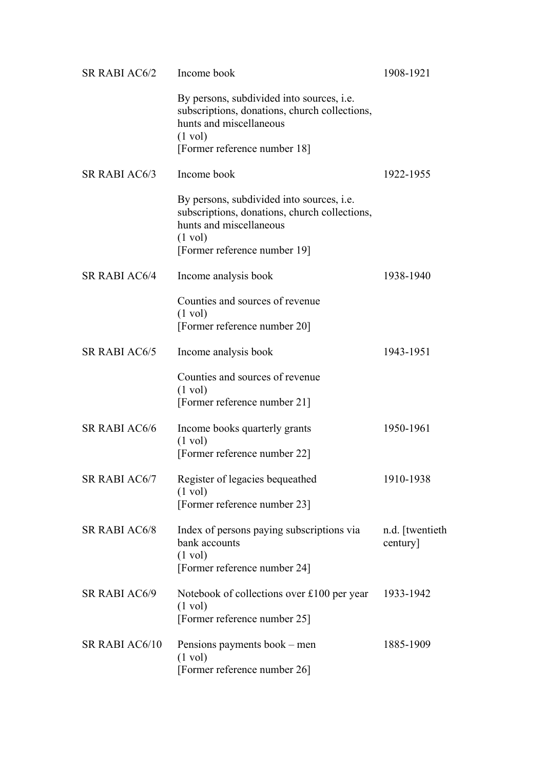| | | |
|---|---|---|
| SR RABI AC6/2 | Income book<br><br>By persons, subdivided into sources, i.e. subscriptions, donations, church collections, hunts and miscellaneous<br>(1 vol)<br>[Former reference number 18] | 1908-1921 |
| SR RABI AC6/3 | Income book<br><br>By persons, subdivided into sources, i.e. subscriptions, donations, church collections, hunts and miscellaneous<br>(1 vol)<br>[Former reference number 19] | 1922-1955 |
| SR RABI AC6/4 | Income analysis book<br><br>Counties and sources of revenue<br>(1 vol)<br>[Former reference number 20] | 1938-1940 |
| SR RABI AC6/5 | Income analysis book<br><br>Counties and sources of revenue<br>(1 vol)<br>[Former reference number 21] | 1943-1951 |
| SR RABI AC6/6 | Income books quarterly grants<br>(1 vol)<br>[Former reference number 22] | 1950-1961 |
| SR RABI AC6/7 | Register of legacies bequeathed<br>(1 vol)<br>[Former reference number 23] | 1910-1938 |
| SR RABI AC6/8 | Index of persons paying subscriptions via bank accounts<br>(1 vol)<br>[Former reference number 24] | n.d. [twentieth century] |
| SR RABI AC6/9 | Notebook of collections over £100 per year<br>(1 vol)<br>[Former reference number 25] | 1933-1942 |
| SR RABI AC6/10 | Pensions payments book – men<br>(1 vol)<br>[Former reference number 26] | 1885-1909 |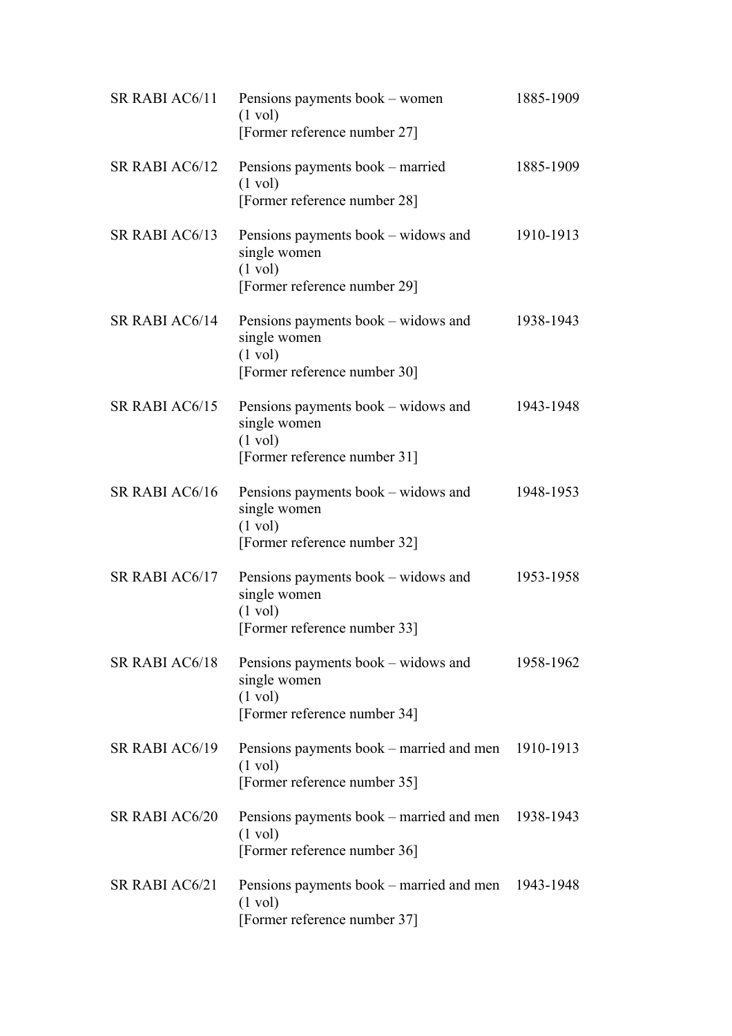| | | |
|---|---|---|
| SR RABI AC6/11 | Pensions payments book – women<br>(1 vol)<br>[Former reference number 27] | 1885-1909 |
| SR RABI AC6/12 | Pensions payments book – married<br>(1 vol)<br>[Former reference number 28] | 1885-1909 |
| SR RABI AC6/13 | Pensions payments book – widows and single women<br>(1 vol)<br>[Former reference number 29] | 1910-1913 |
| SR RABI AC6/14 | Pensions payments book – widows and single women<br>(1 vol)<br>[Former reference number 30] | 1938-1943 |
| SR RABI AC6/15 | Pensions payments book – widows and single women<br>(1 vol)<br>[Former reference number 31] | 1943-1948 |
| SR RABI AC6/16 | Pensions payments book – widows and single women<br>(1 vol)<br>[Former reference number 32] | 1948-1953 |
| SR RABI AC6/17 | Pensions payments book – widows and single women<br>(1 vol)<br>[Former reference number 33] | 1953-1958 |
| SR RABI AC6/18 | Pensions payments book – widows and single women<br>(1 vol)<br>[Former reference number 34] | 1958-1962 |
| SR RABI AC6/19 | Pensions payments book – married and men<br>(1 vol)<br>[Former reference number 35] | 1910-1913 |
| SR RABI AC6/20 | Pensions payments book – married and men<br>(1 vol)<br>[Former reference number 36] | 1938-1943 |
| SR RABI AC6/21 | Pensions payments book – married and men<br>(1 vol)<br>[Former reference number 37] | 1943-1948 |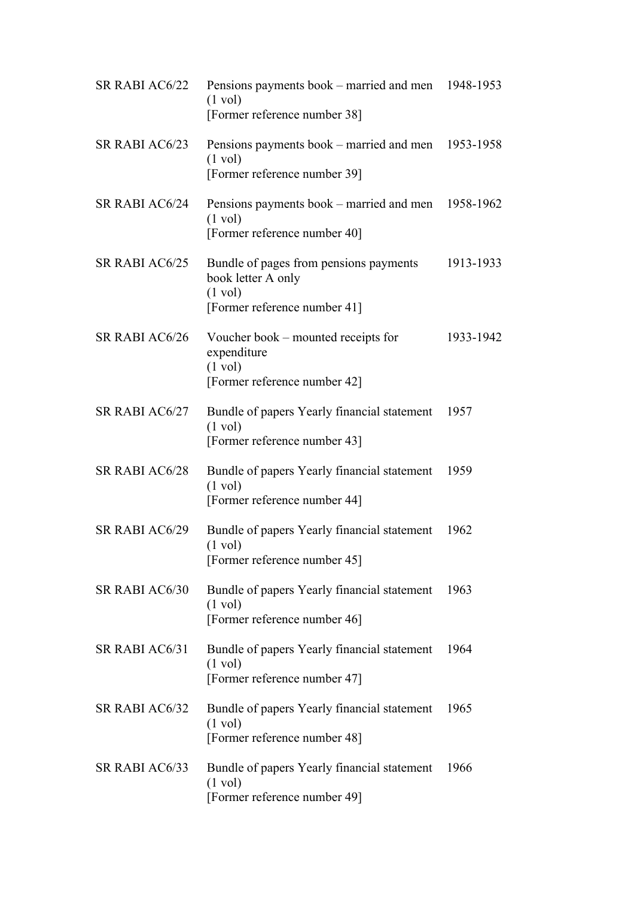| | | |
|---|---|---|
| SR RABI AC6/22 | Pensions payments book – married and men<br>(1 vol)<br>[Former reference number 38] | 1948-1953 |
| SR RABI AC6/23 | Pensions payments book – married and men<br>(1 vol)<br>[Former reference number 39] | 1953-1958 |
| SR RABI AC6/24 | Pensions payments book – married and men<br>(1 vol)<br>[Former reference number 40] | 1958-1962 |
| SR RABI AC6/25 | Bundle of pages from pensions payments book letter A only<br>(1 vol)<br>[Former reference number 41] | 1913-1933 |
| SR RABI AC6/26 | Voucher book – mounted receipts for expenditure<br>(1 vol)<br>[Former reference number 42] | 1933-1942 |
| SR RABI AC6/27 | Bundle of papers Yearly financial statement<br>(1 vol)<br>[Former reference number 43] | 1957 |
| SR RABI AC6/28 | Bundle of papers Yearly financial statement<br>(1 vol)<br>[Former reference number 44] | 1959 |
| SR RABI AC6/29 | Bundle of papers Yearly financial statement<br>(1 vol)<br>[Former reference number 45] | 1962 |
| SR RABI AC6/30 | Bundle of papers Yearly financial statement<br>(1 vol)<br>[Former reference number 46] | 1963 |
| SR RABI AC6/31 | Bundle of papers Yearly financial statement<br>(1 vol)<br>[Former reference number 47] | 1964 |
| SR RABI AC6/32 | Bundle of papers Yearly financial statement<br>(1 vol)<br>[Former reference number 48] | 1965 |
| SR RABI AC6/33 | Bundle of papers Yearly financial statement<br>(1 vol)<br>[Former reference number 49] | 1966 |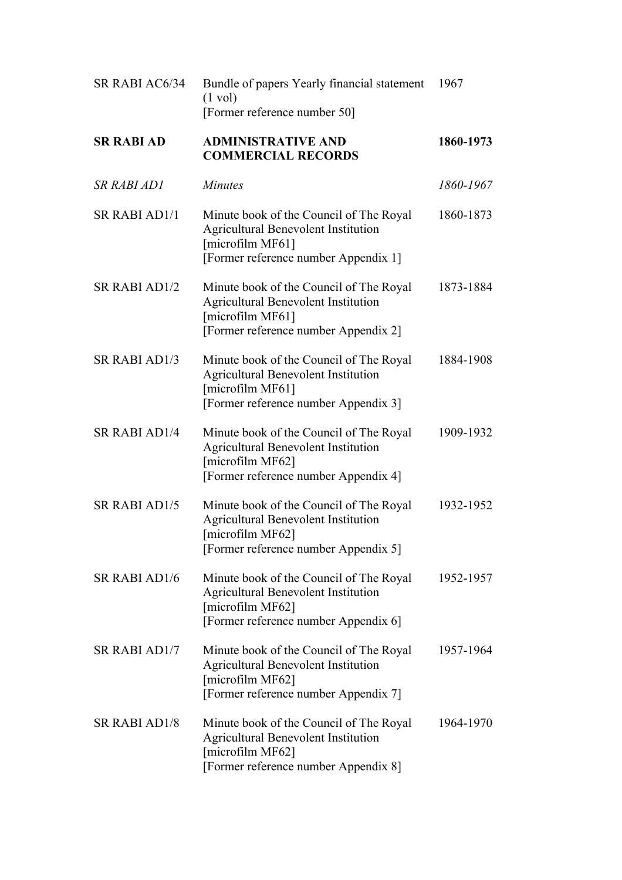| | | |
|---|---|---|
| SR RABI AC6/34 | Bundle of papers Yearly financial statement (1 vol)<br>[Former reference number 50] | 1967 |
| **SR RABI AD** | **ADMINISTRATIVE AND COMMERCIAL RECORDS** | **1860-1973** |
| *SR RABI AD1* | *Minutes* | *1860-1967* |
| SR RABI AD1/1 | Minute book of the Council of The Royal Agricultural Benevolent Institution<br>[microfilm MF61]<br>[Former reference number Appendix 1] | 1860-1873 |
| SR RABI AD1/2 | Minute book of the Council of The Royal Agricultural Benevolent Institution<br>[microfilm MF61]<br>[Former reference number Appendix 2] | 1873-1884 |
| SR RABI AD1/3 | Minute book of the Council of The Royal Agricultural Benevolent Institution<br>[microfilm MF61]<br>[Former reference number Appendix 3] | 1884-1908 |
| SR RABI AD1/4 | Minute book of the Council of The Royal Agricultural Benevolent Institution<br>[microfilm MF62]<br>[Former reference number Appendix 4] | 1909-1932 |
| SR RABI AD1/5 | Minute book of the Council of The Royal Agricultural Benevolent Institution<br>[microfilm MF62]<br>[Former reference number Appendix 5] | 1932-1952 |
| SR RABI AD1/6 | Minute book of the Council of The Royal Agricultural Benevolent Institution<br>[microfilm MF62]<br>[Former reference number Appendix 6] | 1952-1957 |
| SR RABI AD1/7 | Minute book of the Council of The Royal Agricultural Benevolent Institution<br>[microfilm MF62]<br>[Former reference number Appendix 7] | 1957-1964 |
| SR RABI AD1/8 | Minute book of the Council of The Royal Agricultural Benevolent Institution<br>[microfilm MF62]<br>[Former reference number Appendix 8] | 1964-1970 |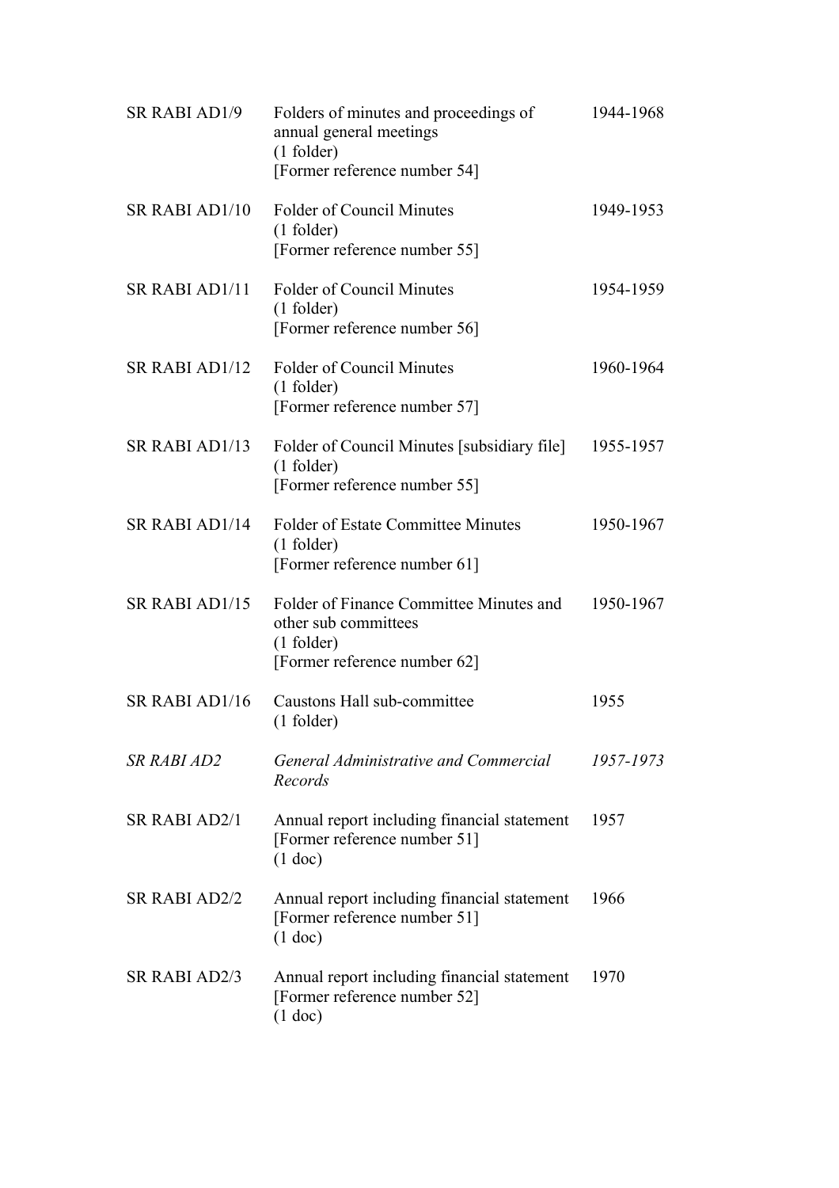| | | |
|---|---|---|
| SR RABI AD1/9 | Folders of minutes and proceedings of annual general meetings<br>(1 folder)<br>[Former reference number 54] | 1944-1968 |
| SR RABI AD1/10 | Folder of Council Minutes<br>(1 folder)<br>[Former reference number 55] | 1949-1953 |
| SR RABI AD1/11 | Folder of Council Minutes<br>(1 folder)<br>[Former reference number 56] | 1954-1959 |
| SR RABI AD1/12 | Folder of Council Minutes<br>(1 folder)<br>[Former reference number 57] | 1960-1964 |
| SR RABI AD1/13 | Folder of Council Minutes [subsidiary file]<br>(1 folder)<br>[Former reference number 55] | 1955-1957 |
| SR RABI AD1/14 | Folder of Estate Committee Minutes<br>(1 folder)<br>[Former reference number 61] | 1950-1967 |
| SR RABI AD1/15 | Folder of Finance Committee Minutes and other sub committees<br>(1 folder)<br>[Former reference number 62] | 1950-1967 |
| SR RABI AD1/16 | Caustons Hall sub-committee<br>(1 folder) | 1955 |
| *SR RABI AD2* | *General Administrative and Commercial Records* | *1957-1973* |
| SR RABI AD2/1 | Annual report including financial statement<br>[Former reference number 51]<br>(1 doc) | 1957 |
| SR RABI AD2/2 | Annual report including financial statement<br>[Former reference number 51]<br>(1 doc) | 1966 |
| SR RABI AD2/3 | Annual report including financial statement<br>[Former reference number 52]<br>(1 doc) | 1970 |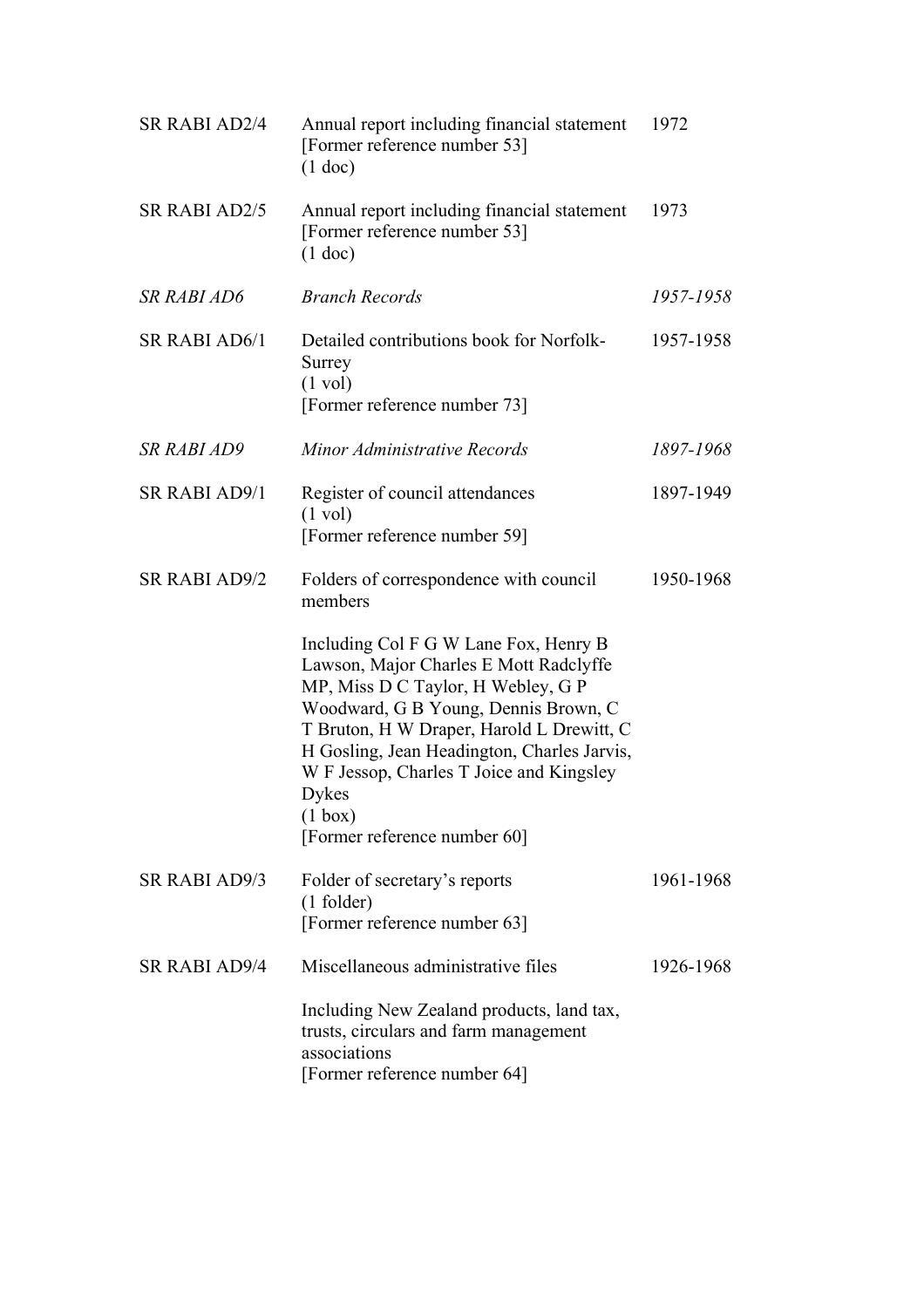| | | |
|---|---|---|
| SR RABI AD2/4 | Annual report including financial statement<br>[Former reference number 53]<br>(1 doc) | 1972 |
| SR RABI AD2/5 | Annual report including financial statement<br>[Former reference number 53]<br>(1 doc) | 1973 |
| *SR RABI AD6* | *Branch Records* | *1957-1958* |
| SR RABI AD6/1 | Detailed contributions book for Norfolk-Surrey<br>(1 vol)<br>[Former reference number 73] | 1957-1958 |
| *SR RABI AD9* | *Minor Administrative Records* | *1897-1968* |
| SR RABI AD9/1 | Register of council attendances<br>(1 vol)<br>[Former reference number 59] | 1897-1949 |
| SR RABI AD9/2 | Folders of correspondence with council members<br><br>Including Col F G W Lane Fox, Henry B Lawson, Major Charles E Mott Radclyffe MP, Miss D C Taylor, H Webley, G P Woodward, G B Young, Dennis Brown, C T Bruton, H W Draper, Harold L Drewitt, C H Gosling, Jean Headington, Charles Jarvis, W F Jessop, Charles T Joice and Kingsley Dykes<br>(1 box)<br>[Former reference number 60] | 1950-1968 |
| SR RABI AD9/3 | Folder of secretary's reports<br>(1 folder)<br>[Former reference number 63] | 1961-1968 |
| SR RABI AD9/4 | Miscellaneous administrative files<br><br>Including New Zealand products, land tax, trusts, circulars and farm management associations<br>[Former reference number 64] | 1926-1968 |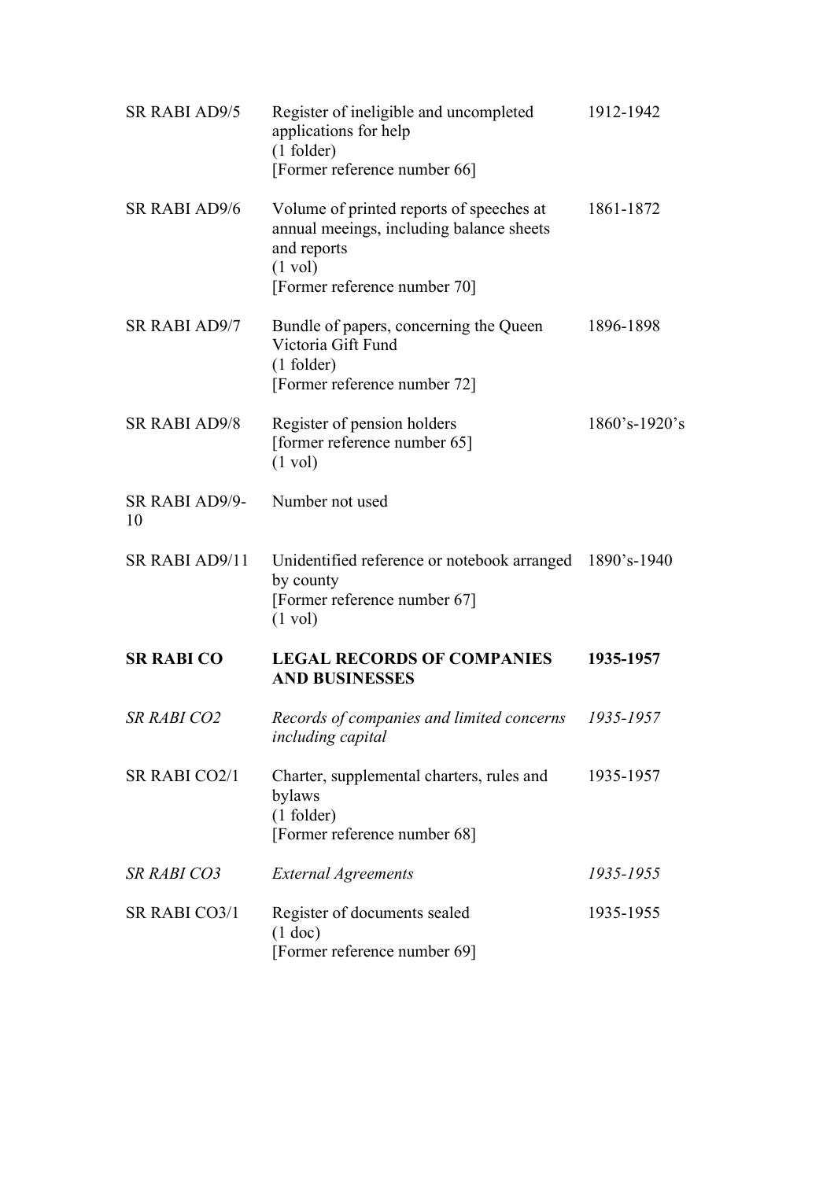| | | |
|---|---|---|
| SR RABI AD9/5 | Register of ineligible and uncompleted applications for help<br>(1 folder)<br>[Former reference number 66] | 1912-1942 |
| SR RABI AD9/6 | Volume of printed reports of speeches at annual meeings, including balance sheets and reports<br>(1 vol)<br>[Former reference number 70] | 1861-1872 |
| SR RABI AD9/7 | Bundle of papers, concerning the Queen Victoria Gift Fund<br>(1 folder)<br>[Former reference number 72] | 1896-1898 |
| SR RABI AD9/8 | Register of pension holders<br>[former reference number 65]<br>(1 vol) | 1860's-1920's |
| SR RABI AD9/9-10 | Number not used | |
| SR RABI AD9/11 | Unidentified reference or notebook arranged by county<br>[Former reference number 67]<br>(1 vol) | 1890's-1940 |
| **SR RABI CO** | **LEGAL RECORDS OF COMPANIES AND BUSINESSES** | **1935-1957** |
| *SR RABI CO2* | *Records of companies and limited concerns including capital* | *1935-1957* |
| SR RABI CO2/1 | Charter, supplemental charters, rules and bylaws<br>(1 folder)<br>[Former reference number 68] | 1935-1957 |
| *SR RABI CO3* | *External Agreements* | *1935-1955* |
| SR RABI CO3/1 | Register of documents sealed<br>(1 doc)<br>[Former reference number 69] | 1935-1955 |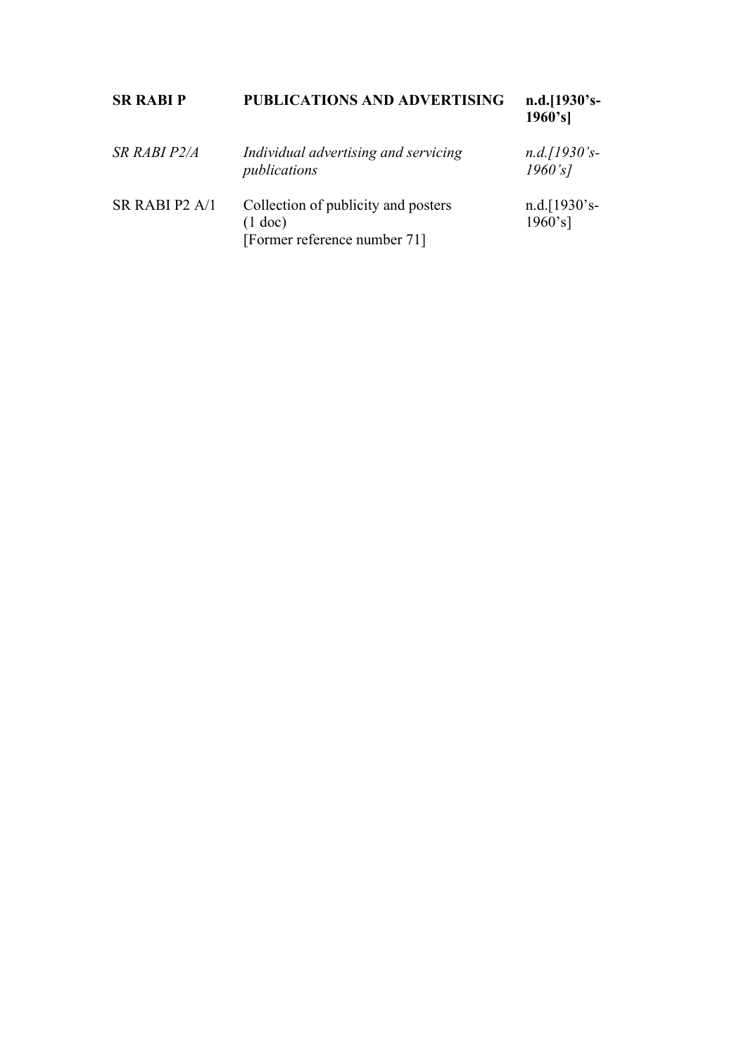| | | |
|---|---|---|
| **SR RABI P** | **PUBLICATIONS AND ADVERTISING** | **n.d.[1930's-1960's]** |
| *SR RABI P2/A* | *Individual advertising and servicing publications* | *n.d.[1930's-1960's]* |
| SR RABI P2 A/1 | Collection of publicity and posters (1 doc) [Former reference number 71] | n.d.[1930's-1960's] |